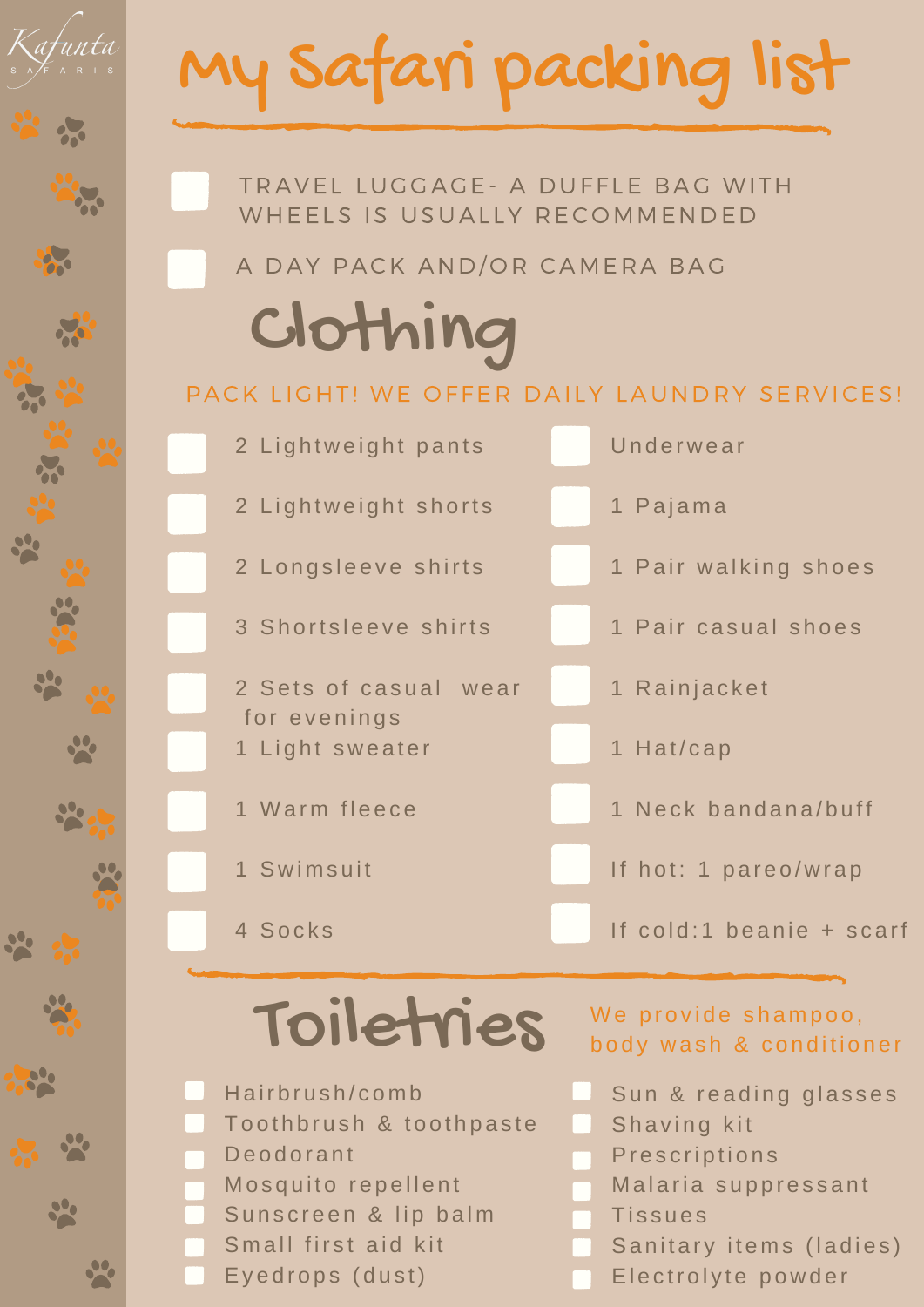Kafunta SAFARIS

# My Safari packing list

- [ ] TRAVEL LUGGAGE- A DUFFLE BAG WITH WHEELS IS USUALLY RECOMMENDED
- [ ] A DAY PACK AND/OR CAMERA BAG

## Clothing

PACK LIGHT! WE OFFER DAILY LAUNDRY SERVICES!

- [ ] 2 Lightweight pants
- [ ] 2 Lightweight shorts
- [ ] 2 Longsleeve shirts
- [ ] 3 Shortsleeve shirts
- [ ] 2 Sets of casual wear for evenings
- [ ] 1 Light sweater
- [ ] 1 Warm fleece
- [ ] 1 Swimsuit
- [ ] 4 Socks
- [ ] Underwear
- [ ] 1 Pajama
- [ ] 1 Pair walking shoes
- [ ] 1 Pair casual shoes
- [ ] 1 Rainjacket
- [ ] 1 Hat/cap
- [ ] 1 Neck bandana/buff
- [ ] If hot: 1 pareo/wrap
- [ ] If cold:1 beanie + scarf

## Toiletries

We provide shampoo, body wash & conditioner

- [ ] Hairbrush/comb
- [ ] Toothbrush & toothpaste
- [ ] Deodorant
- [ ] Mosquito repellent
- [ ] Sunscreen & lip balm
- [ ] Small first aid kit
- [ ] Eyedrops (dust)
- [ ] Sun & reading glasses
- [ ] Shaving kit
- [ ] Prescriptions
- [ ] Malaria suppressant
- [ ] Tissues
- [ ] Sanitary items (ladies)
- [ ] Electrolyte powder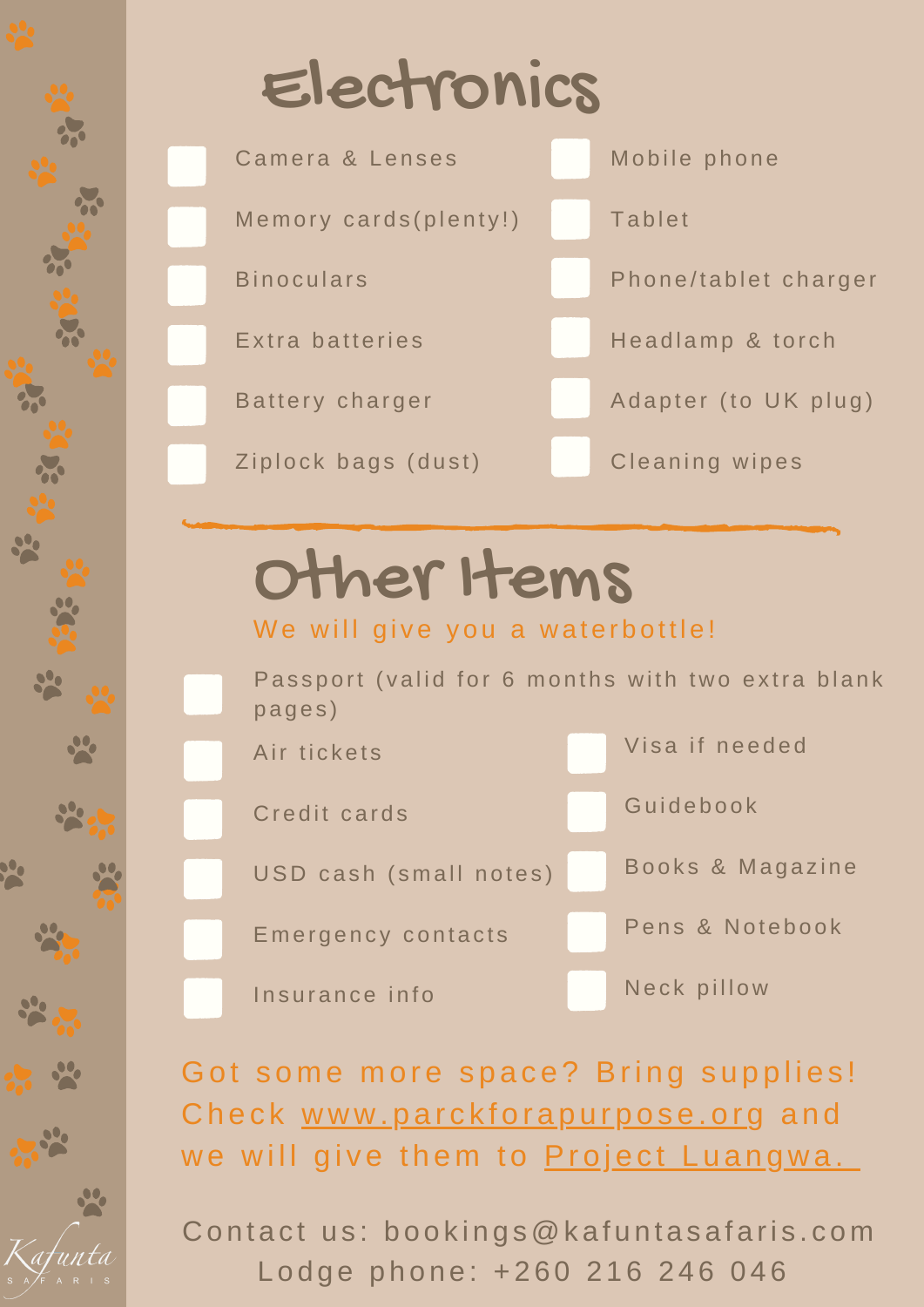# Electronics

- [ ] Camera & Lenses
- [ ] Memory cards(plenty!)
- [ ] Binoculars
- [ ] Extra batteries
- [ ] Battery charger
- [ ] Ziplock bags (dust)
- [ ] Mobile phone
- [ ] Tablet
- [ ] Phone/tablet charger
- [ ] Headlamp & torch
- [ ] Adapter (to UK plug)
- [ ] Cleaning wipes

# Other Items

We will give you a waterbottle!

- [ ] Passport (valid for 6 months with two extra blank pages)
- [ ] Air tickets
- [ ] Credit cards
- [ ] USD cash (small notes)
- [ ] Emergency contacts
- [ ] Insurance info
- [ ] Visa if needed
- [ ] Guidebook
- [ ] Books & Magazine
- [ ] Pens & Notebook
- [ ] Neck pillow

Got some more space? Bring supplies! Check www.parckforapurpose.org and we will give them to Project Luangwa.

Contact us: bookings@kafuntasafaris.com
Lodge phone: +260 216 246 046

Kafunta SAFARIS